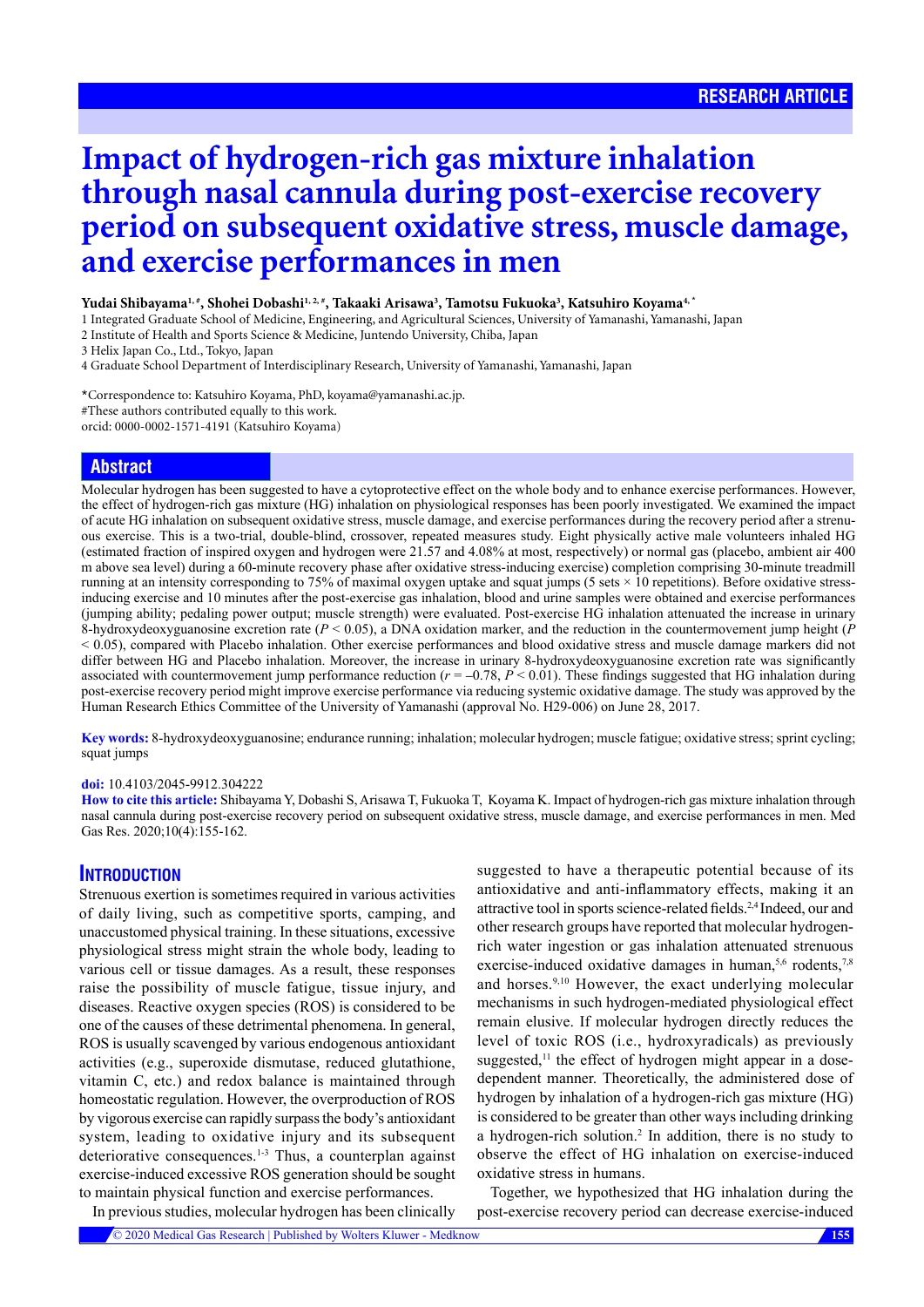RESEARCH ARTICLE

# Impact of hydrogen-rich gas mixture inhalation through nasal cannula during post-exercise recovery period on subsequent oxidative stress, muscle damage, and exercise performances in men

**Yudai Shibayama[1, #], Shohei Dobashi[1, 2, #], Takaaki Arisawa[3], Tamotsu Fukuoka[3], Katsuhiro Koyama[4, *]**

1 Integrated Graduate School of Medicine, Engineering, and Agricultural Sciences, University of Yamanashi, Yamanashi, Japan
2 Institute of Health and Sports Science & Medicine, Juntendo University, Chiba, Japan
3 Helix Japan Co., Ltd., Tokyo, Japan
4 Graduate School Department of Interdisciplinary Research, University of Yamanashi, Yamanashi, Japan

*Correspondence to: Katsuhiro Koyama, PhD, koyama@yamanashi.ac.jp.
#These authors contributed equally to this work.
orcid: 0000-0002-1571-4191 (Katsuhiro Koyama)

## Abstract

Molecular hydrogen has been suggested to have a cytoprotective effect on the whole body and to enhance exercise performances. However, the effect of hydrogen-rich gas mixture (HG) inhalation on physiological responses has been poorly investigated. We examined the impact of acute HG inhalation on subsequent oxidative stress, muscle damage, and exercise performances during the recovery period after a strenuous exercise. This is a two-trial, double-blind, crossover, repeated measures study. Eight physically active male volunteers inhaled HG (estimated fraction of inspired oxygen and hydrogen were 21.57 and 4.08% at most, respectively) or normal gas (placebo, ambient air 400 m above sea level) during a 60-minute recovery phase after oxidative stress-inducing exercise (oxidative stress-inducing exercise) completion comprising 30-minute treadmill running at an intensity corresponding to 75% of maximal oxygen uptake and squat jumps (5 sets × 10 repetitions). Before oxidative stress-inducing exercise and 10 minutes after the post-exercise gas inhalation, blood and urine samples were obtained and exercise performances (jumping ability; pedaling power output; muscle strength) were evaluated. Post-exercise HG inhalation attenuated the increase in urinary 8-hydroxydeoxyguanosine excretion rate ($P$ < 0.05), a DNA oxidation marker, and the reduction in the countermovement jump height ($P$ < 0.05), compared with Placebo inhalation. Other exercise performances and blood oxidative stress and muscle damage markers did not differ between HG and Placebo inhalation. Moreover, the increase in urinary 8-hydroxydeoxyguanosine excretion rate was significantly associated with countermovement jump performance reduction ($r$ = –0.78, $P$ < 0.01). These findings suggested that HG inhalation during post-exercise recovery period might improve exercise performance via reducing systemic oxidative damage. The study was approved by the Human Research Ethics Committee of the University of Yamanashi (approval No. H29-006) on June 28, 2017.

**Key words:** 8-hydroxydeoxyguanosine; endurance running; inhalation; molecular hydrogen; muscle fatigue; oxidative stress; sprint cycling; squat jumps

**doi:** 10.4103/2045-9912.304222

**How to cite this article:** Shibayama Y, Dobashi S, Arisawa T, Fukuoka T, Koyama K. Impact of hydrogen-rich gas mixture inhalation through nasal cannula during post-exercise recovery period on subsequent oxidative stress, muscle damage, and exercise performances in men. Med Gas Res. 2020;10(4):155-162.

## Introduction

Strenuous exertion is sometimes required in various activities of daily living, such as competitive sports, camping, and unaccustomed physical training. In these situations, excessive physiological stress might strain the whole body, leading to various cell or tissue damages. As a result, these responses raise the possibility of muscle fatigue, tissue injury, and diseases. Reactive oxygen species (ROS) is considered to be one of the causes of these detrimental phenomena. In general, ROS is usually scavenged by various endogenous antioxidant activities (e.g., superoxide dismutase, reduced glutathione, vitamin C, etc.) and redox balance is maintained through homeostatic regulation. However, the overproduction of ROS by vigorous exercise can rapidly surpass the body's antioxidant system, leading to oxidative injury and its subsequent deteriorative consequences.[1-3] Thus, a counterplan against exercise-induced excessive ROS generation should be sought to maintain physical function and exercise performances.

In previous studies, molecular hydrogen has been clinically suggested to have a therapeutic potential because of its antioxidative and anti-inflammatory effects, making it an attractive tool in sports science-related fields.[2,4] Indeed, our and other research groups have reported that molecular hydrogen-rich water ingestion or gas inhalation attenuated strenuous exercise-induced oxidative damages in human,[5,6] rodents,[7,8] and horses.[9,10] However, the exact underlying molecular mechanisms in such hydrogen-mediated physiological effect remain elusive. If molecular hydrogen directly reduces the level of toxic ROS (i.e., hydroxyradicals) as previously suggested,[11] the effect of hydrogen might appear in a dose-dependent manner. Theoretically, the administered dose of hydrogen by inhalation of a hydrogen-rich gas mixture (HG) is considered to be greater than other ways including drinking a hydrogen-rich solution.[2] In addition, there is no study to observe the effect of HG inhalation on exercise-induced oxidative stress in humans.

Together, we hypothesized that HG inhalation during the post-exercise recovery period can decrease exercise-induced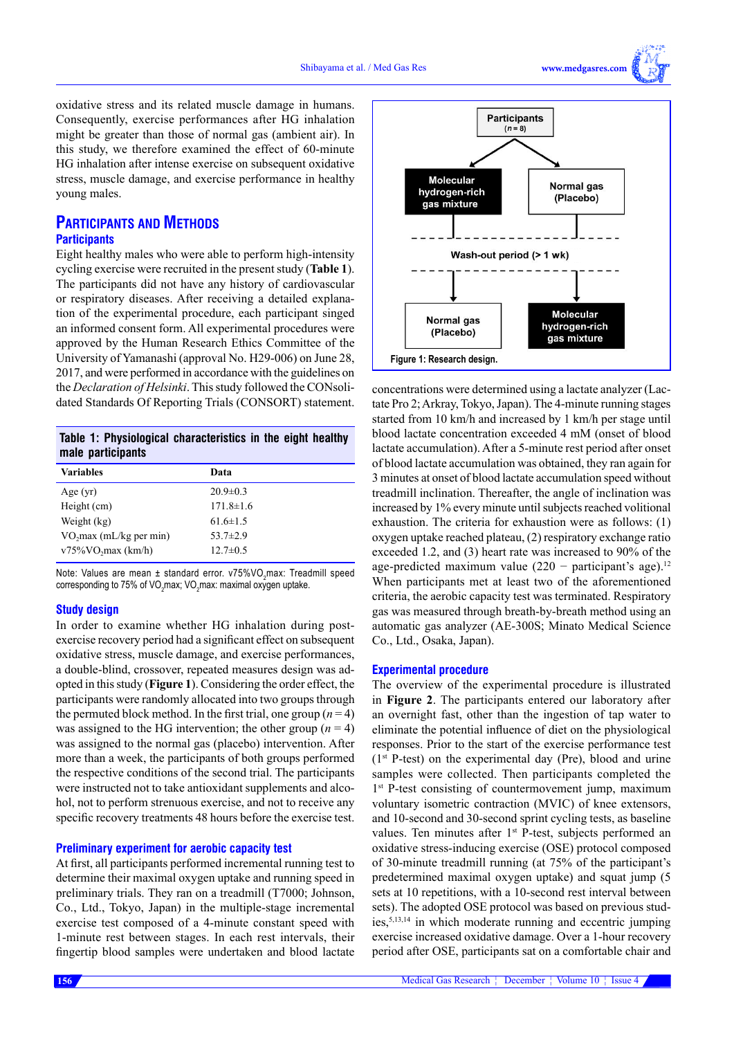oxidative stress and its related muscle damage in humans. Consequently, exercise performances after HG inhalation might be greater than those of normal gas (ambient air). In this study, we therefore examined the effect of 60-minute HG inhalation after intense exercise on subsequent oxidative stress, muscle damage, and exercise performance in healthy young males.

## Participants and Methods

### Participants

Eight healthy males who were able to perform high-intensity cycling exercise were recruited in the present study (**Table 1**). The participants did not have any history of cardiovascular or respiratory diseases. After receiving a detailed explanation of the experimental procedure, each participant singed an informed consent form. All experimental procedures were approved by the Human Research Ethics Committee of the University of Yamanashi (approval No. H29-006) on June 28, 2017, and were performed in accordance with the guidelines on the *Declaration of Helsinki*. This study followed the CONsolidated Standards Of Reporting Trials (CONSORT) statement.

**Table 1: Physiological characteristics in the eight healthy male participants**

| Variables | Data |
|---|---|
| Age (yr) | 20.9±0.3 |
| Height (cm) | 171.8±1.6 |
| Weight (kg) | 61.6±1.5 |
| $VO_2$max (mL/kg per min) | 53.7±2.9 |
| v75%$VO_2$max (km/h) | 12.7±0.5 |

Note: Values are mean ± standard error. v75%$VO_2$max: Treadmill speed corresponding to 75% of $VO_2$max; $VO_2$max: maximal oxygen uptake.

### Study design

In order to examine whether HG inhalation during post-exercise recovery period had a significant effect on subsequent oxidative stress, muscle damage, and exercise performances, a double-blind, crossover, repeated measures design was adopted in this study (**Figure 1**). Considering the order effect, the participants were randomly allocated into two groups through the permuted block method. In the first trial, one group ($n$ = 4) was assigned to the HG intervention; the other group ($n$ = 4) was assigned to the normal gas (placebo) intervention. After more than a week, the participants of both groups performed the respective conditions of the second trial. The participants were instructed not to take antioxidant supplements and alcohol, not to perform strenuous exercise, and not to receive any specific recovery treatments 48 hours before the exercise test.

Participants ($n$ = 8)

Molecular hydrogen-rich gas mixture | Normal gas (Placebo)

Wash-out period (> 1 wk)

Normal gas (Placebo) | Molecular hydrogen-rich gas mixture

Figure 1: Research design.

### Preliminary experiment for aerobic capacity test

At first, all participants performed incremental running test to determine their maximal oxygen uptake and running speed in preliminary trials. They ran on a treadmill (T7000; Johnson, Co., Ltd., Tokyo, Japan) in the multiple-stage incremental exercise test composed of a 4-minute constant speed with 1-minute rest between stages. In each rest intervals, their fingertip blood samples were undertaken and blood lactate concentrations were determined using a lactate analyzer (Lactate Pro 2; Arkray, Tokyo, Japan). The 4-minute running stages started from 10 km/h and increased by 1 km/h per stage until blood lactate concentration exceeded 4 mM (onset of blood lactate accumulation). After a 5-minute rest period after onset of blood lactate accumulation was obtained, they ran again for 3 minutes at onset of blood lactate accumulation speed without treadmill inclination. Thereafter, the angle of inclination was increased by 1% every minute until subjects reached volitional exhaustion. The criteria for exhaustion were as follows: (1) oxygen uptake reached plateau, (2) respiratory exchange ratio exceeded 1.2, and (3) heart rate was increased to 90% of the age-predicted maximum value (220 − participant's age).[12] When participants met at least two of the aforementioned criteria, the aerobic capacity test was terminated. Respiratory gas was measured through breath-by-breath method using an automatic gas analyzer (AE-300S; Minato Medical Science Co., Ltd., Osaka, Japan).

### Experimental procedure

The overview of the experimental procedure is illustrated in **Figure 2**. The participants entered our laboratory after an overnight fast, other than the ingestion of tap water to eliminate the potential influence of diet on the physiological responses. Prior to the start of the exercise performance test (1st P-test) on the experimental day (Pre), blood and urine samples were collected. Then participants completed the 1st P-test consisting of countermovement jump, maximum voluntary isometric contraction (MVIC) of knee extensors, and 10-second and 30-second sprint cycling tests, as baseline values. Ten minutes after 1st P-test, subjects performed an oxidative stress-inducing exercise (OSE) protocol composed of 30-minute treadmill running (at 75% of the participant's predetermined maximal oxygen uptake) and squat jump (5 sets at 10 repetitions, with a 10-second rest interval between sets). The adopted OSE protocol was based on previous studies,[5,13,14] in which moderate running and eccentric jumping exercise increased oxidative damage. Over a 1-hour recovery period after OSE, participants sat on a comfortable chair and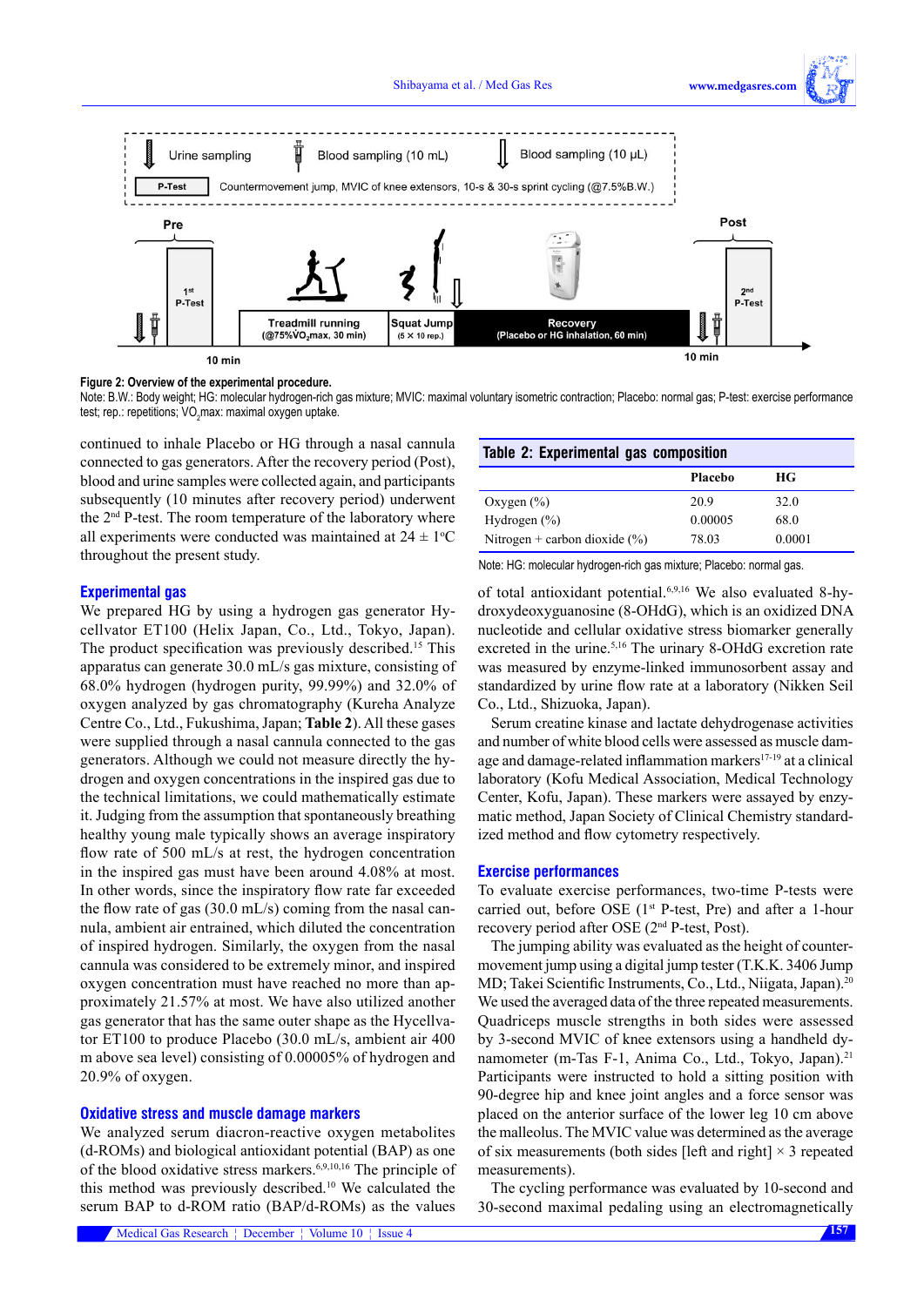Figure 2: Overview of the experimental procedure.

Note: B.W.: Body weight; HG: molecular hydrogen-rich gas mixture; MVIC: maximal voluntary isometric contraction; Placebo: normal gas; P-test: exercise performance test; rep.: repetitions; $VO_2$max: maximal oxygen uptake.

continued to inhale Placebo or HG through a nasal cannula connected to gas generators. After the recovery period (Post), blood and urine samples were collected again, and participants subsequently (10 minutes after recovery period) underwent the 2nd P-test. The room temperature of the laboratory where all experiments were conducted was maintained at 24 ± 1°C throughout the present study.

### Experimental gas

We prepared HG by using a hydrogen gas generator Hycellvator ET100 (Helix Japan, Co., Ltd., Tokyo, Japan). The product specification was previously described.[15] This apparatus can generate 30.0 mL/s gas mixture, consisting of 68.0% hydrogen (hydrogen purity, 99.99%) and 32.0% of oxygen analyzed by gas chromatography (Kureha Analyze Centre Co., Ltd., Fukushima, Japan; **Table 2**). All these gases were supplied through a nasal cannula connected to the gas generators. Although we could not measure directly the hydrogen and oxygen concentrations in the inspired gas due to the technical limitations, we could mathematically estimate it. Judging from the assumption that spontaneously breathing healthy young male typically shows an average inspiratory flow rate of 500 mL/s at rest, the hydrogen concentration in the inspired gas must have been around 4.08% at most. In other words, since the inspiratory flow rate far exceeded the flow rate of gas (30.0 mL/s) coming from the nasal cannula, ambient air entrained, which diluted the concentration of inspired hydrogen. Similarly, the oxygen from the nasal cannula was considered to be extremely minor, and inspired oxygen concentration must have reached no more than approximately 21.57% at most. We have also utilized another gas generator that has the same outer shape as the Hycellvator ET100 to produce Placebo (30.0 mL/s, ambient air 400 m above sea level) consisting of 0.00005% of hydrogen and 20.9% of oxygen.

### Oxidative stress and muscle damage markers

We analyzed serum diacron-reactive oxygen metabolites (d-ROMs) and biological antioxidant potential (BAP) as one of the blood oxidative stress markers.[6,9,10,16] The principle of this method was previously described.[10] We calculated the serum BAP to d-ROM ratio (BAP/d-ROMs) as the values of total antioxidant potential.[6,9,16] We also evaluated 8-hydroxydeoxyguanosine (8-OHdG), which is an oxidized DNA nucleotide and cellular oxidative stress biomarker generally excreted in the urine.[5,16] The urinary 8-OHdG excretion rate was measured by enzyme-linked immunosorbent assay and standardized by urine flow rate at a laboratory (Nikken Seil Co., Ltd., Shizuoka, Japan).

Serum creatine kinase and lactate dehydrogenase activities and number of white blood cells were assessed as muscle damage and damage-related inflammation markers[17-19] at a clinical laboratory (Kofu Medical Association, Medical Technology Center, Kofu, Japan). These markers were assayed by enzymatic method, Japan Society of Clinical Chemistry standardized method and flow cytometry respectively.

**Table 2: Experimental gas composition**

| | Placebo | HG |
|---|---|---|
| Oxygen (%) | 20.9 | 32.0 |
| Hydrogen (%) | 0.00005 | 68.0 |
| Nitrogen + carbon dioxide (%) | 78.03 | 0.0001 |

Note: HG: molecular hydrogen-rich gas mixture; Placebo: normal gas.

### Exercise performances

To evaluate exercise performances, two-time P-tests were carried out, before OSE (1st P-test, Pre) and after a 1-hour recovery period after OSE (2nd P-test, Post).

The jumping ability was evaluated as the height of countermovement jump using a digital jump tester (T.K.K. 3406 Jump MD; Takei Scientific Instruments, Co., Ltd., Niigata, Japan).[20] We used the averaged data of the three repeated measurements. Quadriceps muscle strengths in both sides were assessed by 3-second MVIC of knee extensors using a handheld dynamometer (m-Tas F-1, Anima Co., Ltd., Tokyo, Japan).[21] Participants were instructed to hold a sitting position with 90-degree hip and knee joint angles and a force sensor was placed on the anterior surface of the lower leg 10 cm above the malleolus. The MVIC value was determined as the average of six measurements (both sides [left and right] × 3 repeated measurements).

The cycling performance was evaluated by 10-second and 30-second maximal pedaling using an electromagnetically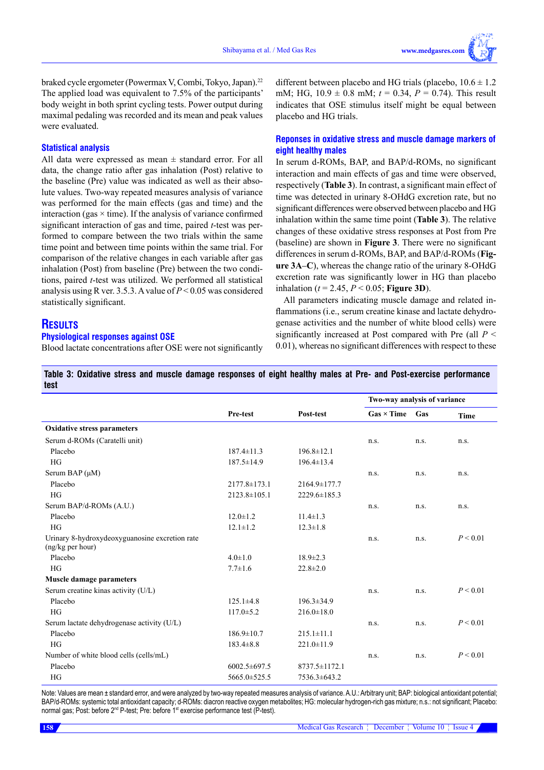braked cycle ergometer (Powermax V, Combi, Tokyo, Japan).[22] The applied load was equivalent to 7.5% of the participants' body weight in both sprint cycling tests. Power output during maximal pedaling was recorded and its mean and peak values were evaluated.

### Statistical analysis

All data were expressed as mean ± standard error. For all data, the change ratio after gas inhalation (Post) relative to the baseline (Pre) value was indicated as well as their absolute values. Two-way repeated measures analysis of variance was performed for the main effects (gas and time) and the interaction (gas × time). If the analysis of variance confirmed significant interaction of gas and time, paired *t*-test was performed to compare between the two trials within the same time point and between time points within the same trial. For comparison of the relative changes in each variable after gas inhalation (Post) from baseline (Pre) between the two conditions, paired *t*-test was utilized. We performed all statistical analysis using R ver. 3.5.3. A value of $P < 0.05$ was considered statistically significant.

## Results

### Physiological responses against OSE

Blood lactate concentrations after OSE were not significantly different between placebo and HG trials (placebo, 10.6 ± 1.2 mM; HG, 10.9 ± 0.8 mM; $t = 0.34$, $P = 0.74$). This result indicates that OSE stimulus itself might be equal between placebo and HG trials.

### Reponses in oxidative stress and muscle damage markers of eight healthy males

In serum d-ROMs, BAP, and BAP/d-ROMs, no significant interaction and main effects of gas and time were observed, respectively (**Table 3**). In contrast, a significant main effect of time was detected in urinary 8-OHdG excretion rate, but no significant differences were observed between placebo and HG inhalation within the same time point (**Table 3**). The relative changes of these oxidative stress responses at Post from Pre (baseline) are shown in **Figure 3**. There were no significant differences in serum d-ROMs, BAP, and BAP/d-ROMs (**Figure 3A–C**), whereas the change ratio of the urinary 8-OHdG excretion rate was significantly lower in HG than placebo inhalation ($t = 2.45$, $P < 0.05$; **Figure 3D**).

All parameters indicating muscle damage and related inflammations (i.e., serum creatine kinase and lactate dehydrogenase activities and the number of white blood cells) were significantly increased at Post compared with Pre (all $P < 0.01$), whereas no significant differences with respect to these

**Table 3: Oxidative stress and muscle damage responses of eight healthy males at Pre- and Post-exercise performance test**

| | Pre-test | Post-test | Two-way analysis of variance | | |
|---|---|---|---|---|---|
| | | | Gas × Time | Gas | Time |
| **Oxidative stress parameters** | | | | | |
| Serum d-ROMs (Caratelli unit) | | | n.s. | n.s. | n.s. |
| Placebo | 187.4±11.3 | 196.8±12.1 | | | |
| HG | 187.5±14.9 | 196.4±13.4 | | | |
| Serum BAP (μM) | | | n.s. | n.s. | n.s. |
| Placebo | 2177.8±173.1 | 2164.9±177.7 | | | |
| HG | 2123.8±105.1 | 2229.6±185.3 | | | |
| Serum BAP/d-ROMs (A.U.) | | | n.s. | n.s. | n.s. |
| Placebo | 12.0±1.2 | 11.4±1.3 | | | |
| HG | 12.1±1.2 | 12.3±1.8 | | | |
| Urinary 8-hydroxydeoxyguanosine excretion rate (ng/kg per hour) | | | n.s. | n.s. | $P < 0.01$ |
| Placebo | 4.0±1.0 | 18.9±2.3 | | | |
| HG | 7.7±1.6 | 22.8±2.0 | | | |
| **Muscle damage parameters** | | | | | |
| Serum creatine kinas activity (U/L) | | | n.s. | n.s. | $P < 0.01$ |
| Placebo | 125.1±4.8 | 196.3±34.9 | | | |
| HG | 117.0±5.2 | 216.0±18.0 | | | |
| Serum lactate dehydrogenase activity (U/L) | | | n.s. | n.s. | $P < 0.01$ |
| Placebo | 186.9±10.7 | 215.1±11.1 | | | |
| HG | 183.4±8.8 | 221.0±11.9 | | | |
| Number of white blood cells (cells/mL) | | | n.s. | n.s. | $P < 0.01$ |
| Placebo | 6002.5±697.5 | 8737.5±1172.1 | | | |
| HG | 5665.0±525.5 | 7536.3±643.2 | | | |

Note: Values are mean ± standard error, and were analyzed by two-way repeated measures analysis of variance. A.U.: Arbitrary unit; BAP: biological antioxidant potential; BAP/d-ROMs: systemic total antioxidant capacity; d-ROMs: diacron reactive oxygen metabolites; HG: molecular hydrogen-rich gas mixture; n.s.: not significant; Placebo: normal gas; Post: before 2nd P-test; Pre: before 1st exercise performance test (P-test).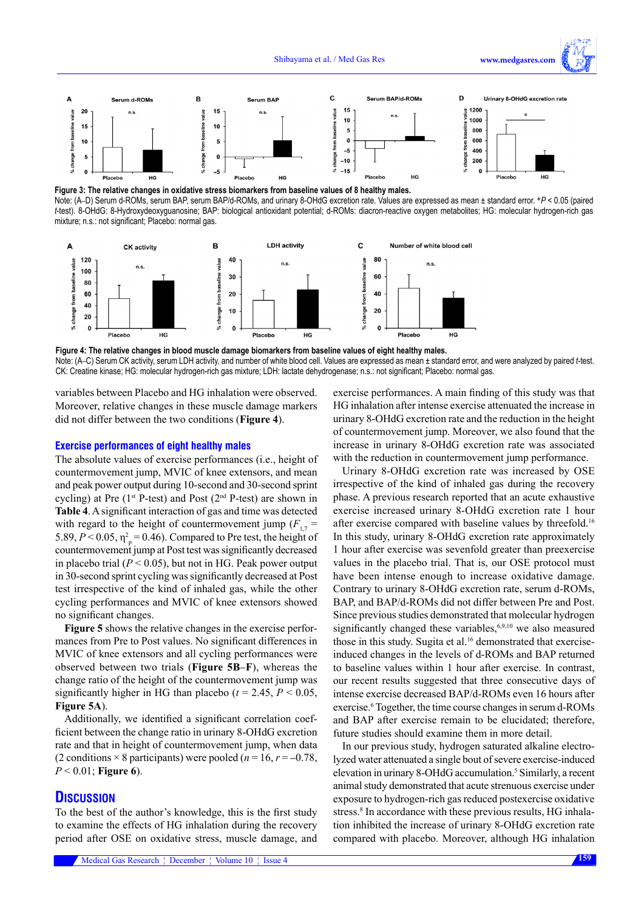Figure 3: The relative changes in oxidative stress biomarkers from baseline values of 8 healthy males.

Note: (A–D) Serum d-ROMs, serum BAP, serum BAP/d-ROMs, and urinary 8-OHdG excretion rate. Values are expressed as mean ± standard error. *$P < 0.05$ (paired *t*-test). 8-OHdG: 8-Hydroxydeoxyguanosine; BAP: biological antioxidant potential; d-ROMs: diacron-reactive oxygen metabolites; HG: molecular hydrogen-rich gas mixture; n.s.: not significant; Placebo: normal gas.

Figure 4: The relative changes in blood muscle damage biomarkers from baseline values of eight healthy males.

Note: (A–C) Serum CK activity, serum LDH activity, and number of white blood cell. Values are expressed as mean ± standard error, and were analyzed by paired *t*-test. CK: Creatine kinase; HG: molecular hydrogen-rich gas mixture; LDH: lactate dehydrogenase; n.s.: not significant; Placebo: normal gas.

variables between Placebo and HG inhalation were observed. Moreover, relative changes in these muscle damage markers did not differ between the two conditions (**Figure 4**).

### Exercise performances of eight healthy males

The absolute values of exercise performances (i.e., height of countermovement jump, MVIC of knee extensors, and mean and peak power output during 10-second and 30-second sprint cycling) at Pre (1st P-test) and Post (2nd P-test) are shown in **Table 4**. A significant interaction of gas and time was detected with regard to the height of countermovement jump ($F_{1,7} = 5.89$, $P < 0.05$, $\eta^2_p = 0.46$). Compared to Pre test, the height of countermovement jump at Post test was significantly decreased in placebo trial ($P < 0.05$), but not in HG. Peak power output in 30-second sprint cycling was significantly decreased at Post test irrespective of the kind of inhaled gas, while the other cycling performances and MVIC of knee extensors showed no significant changes.

**Figure 5** shows the relative changes in the exercise performances from Pre to Post values. No significant differences in MVIC of knee extensors and all cycling performances were observed between two trials (**Figure 5B–F**), whereas the change ratio of the height of countermovement jump was significantly higher in HG than placebo ($t = 2.45$, $P < 0.05$, **Figure 5A**).

Additionally, we identified a significant correlation coefficient between the change ratio in urinary 8-OHdG excretion rate and that in height of countermovement jump, when data (2 conditions × 8 participants) were pooled ($n = 16$, $r = –0.78$, $P < 0.01$; **Figure 6**).

## Discussion

To the best of the author's knowledge, this is the first study to examine the effects of HG inhalation during the recovery period after OSE on oxidative stress, muscle damage, and exercise performances. A main finding of this study was that HG inhalation after intense exercise attenuated the increase in urinary 8-OHdG excretion rate and the reduction in the height of countermovement jump. Moreover, we also found that the increase in urinary 8-OHdG excretion rate was associated with the reduction in countermovement jump performance.

Urinary 8-OHdG excretion rate was increased by OSE irrespective of the kind of inhaled gas during the recovery phase. A previous research reported that an acute exhaustive exercise increased urinary 8-OHdG excretion rate 1 hour after exercise compared with baseline values by threefold.[16] In this study, urinary 8-OHdG excretion rate approximately 1 hour after exercise was sevenfold greater than preexercise values in the placebo trial. That is, our OSE protocol must have been intense enough to increase oxidative damage. Contrary to urinary 8-OHdG excretion rate, serum d-ROMs, BAP, and BAP/d-ROMs did not differ between Pre and Post. Since previous studies demonstrated that molecular hydrogen significantly changed these variables,[6,9,10] we also measured those in this study. Sugita et al.[16] demonstrated that exercise-induced changes in the levels of d-ROMs and BAP returned to baseline values within 1 hour after exercise. In contrast, our recent results suggested that three consecutive days of intense exercise decreased BAP/d-ROMs even 16 hours after exercise.[6] Together, the time course changes in serum d-ROMs and BAP after exercise remain to be elucidated; therefore, future studies should examine them in more detail.

In our previous study, hydrogen saturated alkaline electrolyzed water attenuated a single bout of severe exercise-induced elevation in urinary 8-OHdG accumulation.[5] Similarly, a recent animal study demonstrated that acute strenuous exercise under exposure to hydrogen-rich gas reduced postexercise oxidative stress.[8] In accordance with these previous results, HG inhalation inhibited the increase of urinary 8-OHdG excretion rate compared with placebo. Moreover, although HG inhalation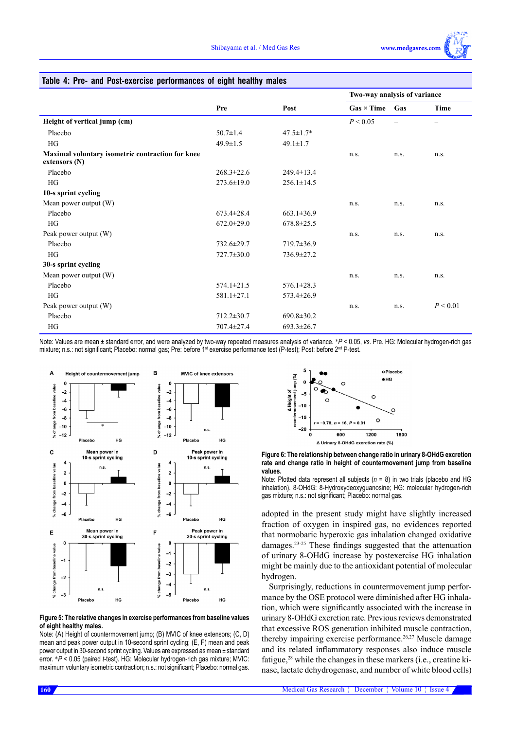**Table 4: Pre- and Post-exercise performances of eight healthy males**

| | Pre | Post | Two-way analysis of variance | | |
|---|---|---|---|---|---|
| | | | Gas × Time | Gas | Time |
| **Height of vertical jump (cm)** | | | $P < 0.05$ | – | – |
| Placebo | 50.7±1.4 | 47.5±1.7* | | | |
| HG | 49.9±1.5 | 49.1±1.7 | | | |
| **Maximal voluntary isometric contraction for knee extensors (N)** | | | n.s. | n.s. | n.s. |
| Placebo | 268.3±22.6 | 249.4±13.4 | | | |
| HG | 273.6±19.0 | 256.1±14.5 | | | |
| **10-s sprint cycling** | | | | | |
| Mean power output (W) | | | n.s. | n.s. | n.s. |
| Placebo | 673.4±28.4 | 663.1±36.9 | | | |
| HG | 672.0±29.0 | 678.8±25.5 | | | |
| Peak power output (W) | | | n.s. | n.s. | n.s. |
| Placebo | 732.6±29.7 | 719.7±36.9 | | | |
| HG | 727.7±30.0 | 736.9±27.2 | | | |
| **30-s sprint cycling** | | | | | |
| Mean power output (W) | | | n.s. | n.s. | n.s. |
| Placebo | 574.1±21.5 | 576.1±28.3 | | | |
| HG | 581.1±27.1 | 573.4±26.9 | | | |
| Peak power output (W) | | | n.s. | n.s. | $P < 0.01$ |
| Placebo | 712.2±30.7 | 690.8±30.2 | | | |
| HG | 707.4±27.4 | 693.3±26.7 | | | |

Note: Values are mean ± standard error, and were analyzed by two-way repeated measures analysis of variance. *$P < 0.05$, *vs.* Pre. HG: Molecular hydrogen-rich gas mixture; n.s.: not significant; Placebo: normal gas; Pre: before 1st exercise performance test (P-test); Post: before 2nd P-test.

**Figure 5: The relative changes in exercise performances from baseline values of eight healthy males.**

Note: (A) Height of countermovement jump; (B) MVIC of knee extensors; (C, D) mean and peak power output in 10-second sprint cycling; (E, F) mean and peak power output in 30-second sprint cycling. Values are expressed as mean ± standard error. *$P < 0.05$ (paired *t*-test). HG: Molecular hydrogen-rich gas mixture; MVIC: maximum voluntary isometric contraction; n.s.: not significant; Placebo: normal gas.

**Figure 6: The relationship between change ratio in urinary 8-OHdG excretion rate and change ratio in height of countermovement jump from baseline values.**

Note: Plotted data represent all subjects ($n$ = 8) in two trials (placebo and HG inhalation). 8-OHdG: 8-Hydroxydeoxyguanosine; HG: molecular hydrogen-rich gas mixture; n.s.: not significant; Placebo: normal gas.

adopted in the present study might have slightly increased fraction of oxygen in inspired gas, no evidences reported that normobaric hyperoxic gas inhalation changed oxidative damages.[23-25] These findings suggested that the attenuation of urinary 8-OHdG increase by postexercise HG inhalation might be mainly due to the antioxidant potential of molecular hydrogen.

Surprisingly, reductions in countermovement jump performance by the OSE protocol were diminished after HG inhalation, which were significantly associated with the increase in urinary 8-OHdG excretion rate. Previous reviews demonstrated that excessive ROS generation inhibited muscle contraction, thereby impairing exercise performance.[26,27] Muscle damage and its related inflammatory responses also induce muscle fatigue,[28] while the changes in these markers (i.e., creatine kinase, lactate dehydrogenase, and number of white blood cells)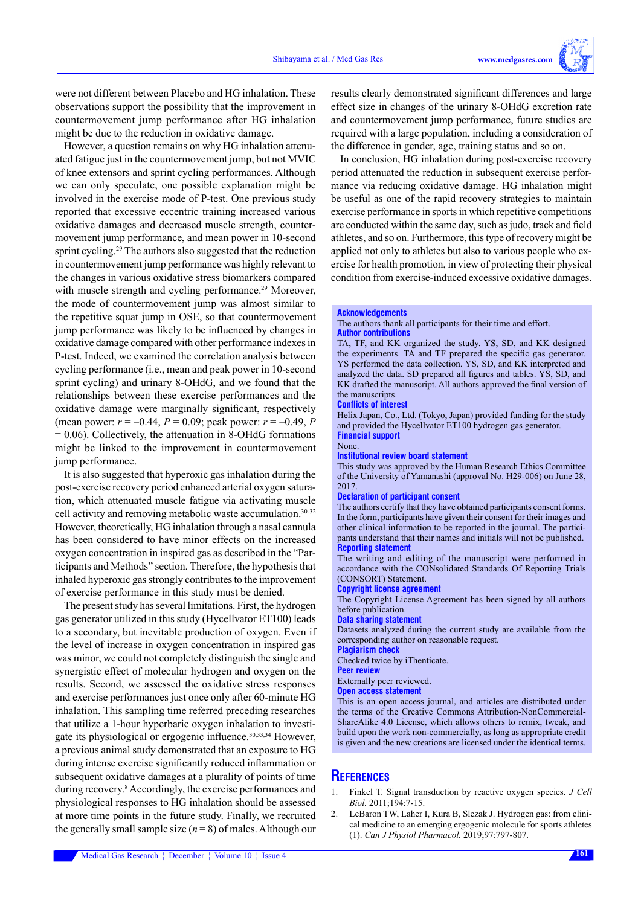were not different between Placebo and HG inhalation. These observations support the possibility that the improvement in countermovement jump performance after HG inhalation might be due to the reduction in oxidative damage.

However, a question remains on why HG inhalation attenuated fatigue just in the countermovement jump, but not MVIC of knee extensors and sprint cycling performances. Although we can only speculate, one possible explanation might be involved in the exercise mode of P-test. One previous study reported that excessive eccentric training increased various oxidative damages and decreased muscle strength, countermovement jump performance, and mean power in 10-second sprint cycling.[29] The authors also suggested that the reduction in countermovement jump performance was highly relevant to the changes in various oxidative stress biomarkers compared with muscle strength and cycling performance.[29] Moreover, the mode of countermovement jump was almost similar to the repetitive squat jump in OSE, so that countermovement jump performance was likely to be influenced by changes in oxidative damage compared with other performance indexes in P-test. Indeed, we examined the correlation analysis between cycling performance (i.e., mean and peak power in 10-second sprint cycling) and urinary 8-OHdG, and we found that the relationships between these exercise performances and the oxidative damage were marginally significant, respectively (mean power: $r = –0.44$, $P = 0.09$; peak power: $r = –0.49$, $P = 0.06$). Collectively, the attenuation in 8-OHdG formations might be linked to the improvement in countermovement jump performance.

It is also suggested that hyperoxic gas inhalation during the post-exercise recovery period enhanced arterial oxygen saturation, which attenuated muscle fatigue via activating muscle cell activity and removing metabolic waste accumulation.[30-32] However, theoretically, HG inhalation through a nasal cannula has been considered to have minor effects on the increased oxygen concentration in inspired gas as described in the "Participants and Methods" section. Therefore, the hypothesis that inhaled hyperoxic gas strongly contributes to the improvement of exercise performance in this study must be denied.

The present study has several limitations. First, the hydrogen gas generator utilized in this study (Hycellvator ET100) leads to a secondary, but inevitable production of oxygen. Even if the level of increase in oxygen concentration in inspired gas was minor, we could not completely distinguish the single and synergistic effect of molecular hydrogen and oxygen on the results. Second, we assessed the oxidative stress responses and exercise performances just once only after 60-minute HG inhalation. This sampling time referred preceding researches that utilize a 1-hour hyperbaric oxygen inhalation to investigate its physiological or ergogenic influence.[30,33,34] However, a previous animal study demonstrated that an exposure to HG during intense exercise significantly reduced inflammation or subsequent oxidative damages at a plurality of points of time during recovery.[8] Accordingly, the exercise performances and physiological responses to HG inhalation should be assessed at more time points in the future study. Finally, we recruited the generally small sample size ($n = 8$) of males. Although our results clearly demonstrated significant differences and large effect size in changes of the urinary 8-OHdG excretion rate and countermovement jump performance, future studies are required with a large population, including a consideration of the difference in gender, age, training status and so on.

In conclusion, HG inhalation during post-exercise recovery period attenuated the reduction in subsequent exercise performance via reducing oxidative damage. HG inhalation might be useful as one of the rapid recovery strategies to maintain exercise performance in sports in which repetitive competitions are conducted within the same day, such as judo, track and field athletes, and so on. Furthermore, this type of recovery might be applied not only to athletes but also to various people who exercise for health promotion, in view of protecting their physical condition from exercise-induced excessive oxidative damages.

**Acknowledgements**
The authors thank all participants for their time and effort.

**Author contributions**
TA, TF, and KK organized the study. YS, SD, and KK designed the experiments. TA and TF prepared the specific gas generator. YS performed the data collection. YS, SD, and KK interpreted and analyzed the data. SD prepared all figures and tables. YS, SD, and KK drafted the manuscript. All authors approved the final version of the manuscripts.

**Conflicts of interest**
Helix Japan, Co., Ltd. (Tokyo, Japan) provided funding for the study and provided the Hycellvator ET100 hydrogen gas generator.

**Financial support**
None.

**Institutional review board statement**
This study was approved by the Human Research Ethics Committee of the University of Yamanashi (approval No. H29-006) on June 28, 2017.

**Declaration of participant consent**
The authors certify that they have obtained participants consent forms. In the form, participants have given their consent for their images and other clinical information to be reported in the journal. The participants understand that their names and initials will not be published.

**Reporting statement**
The writing and editing of the manuscript were performed in accordance with the CONsolidated Standards Of Reporting Trials (CONSORT) Statement.

**Copyright license agreement**
The Copyright License Agreement has been signed by all authors before publication.

**Data sharing statement**
Datasets analyzed during the current study are available from the corresponding author on reasonable request.

**Plagiarism check**
Checked twice by iThenticate.

**Peer review**
Externally peer reviewed.

**Open access statement**
This is an open access journal, and articles are distributed under the terms of the Creative Commons Attribution-NonCommercial-ShareAlike 4.0 License, which allows others to remix, tweak, and build upon the work non-commercially, as long as appropriate credit is given and the new creations are licensed under the identical terms.

## References

1. Finkel T. Signal transduction by reactive oxygen species. *J Cell Biol.* 2011;194:7-15.
2. LeBaron TW, Laher I, Kura B, Slezak J. Hydrogen gas: from clinical medicine to an emerging ergogenic molecule for sports athletes (1). *Can J Physiol Pharmacol.* 2019;97:797-807.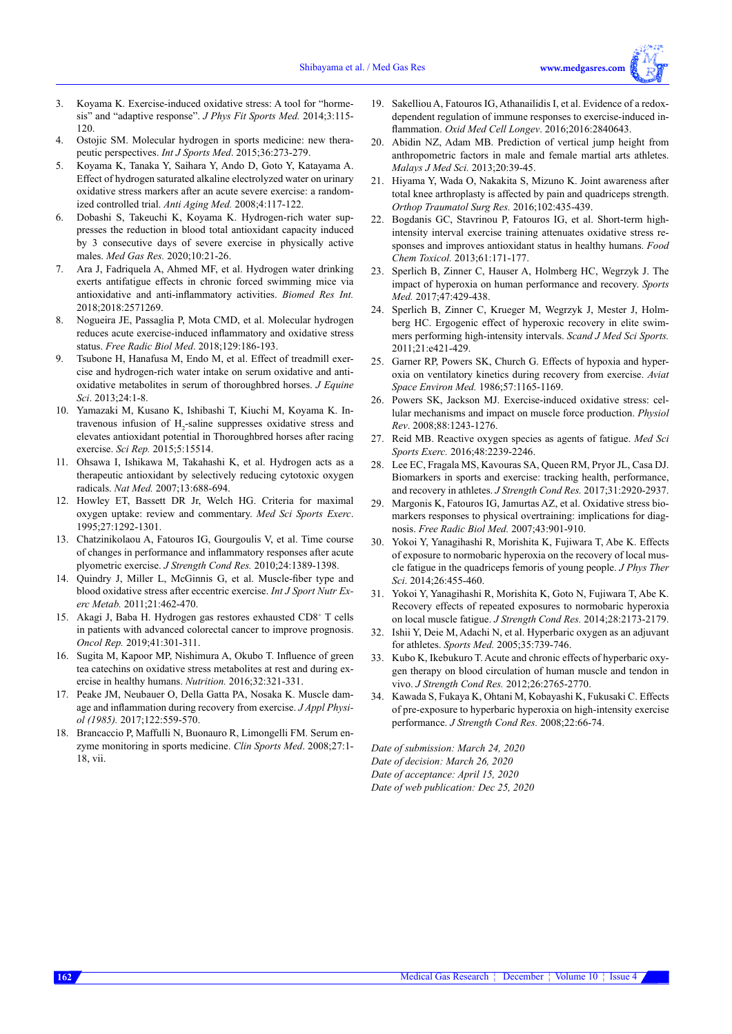3. Koyama K. Exercise-induced oxidative stress: A tool for "hormesis" and "adaptive response". *J Phys Fit Sports Med.* 2014;3:115-120.
4. Ostojic SM. Molecular hydrogen in sports medicine: new therapeutic perspectives. *Int J Sports Med*. 2015;36:273-279.
5. Koyama K, Tanaka Y, Saihara Y, Ando D, Goto Y, Katayama A. Effect of hydrogen saturated alkaline electrolyzed water on urinary oxidative stress markers after an acute severe exercise: a randomized controlled trial. *Anti Aging Med.* 2008;4:117-122.
6. Dobashi S, Takeuchi K, Koyama K. Hydrogen-rich water suppresses the reduction in blood total antioxidant capacity induced by 3 consecutive days of severe exercise in physically active males. *Med Gas Res.* 2020;10:21-26.
7. Ara J, Fadriquela A, Ahmed MF, et al. Hydrogen water drinking exerts antifatigue effects in chronic forced swimming mice via antioxidative and anti-inflammatory activities. *Biomed Res Int.* 2018;2018:2571269.
8. Nogueira JE, Passaglia P, Mota CMD, et al. Molecular hydrogen reduces acute exercise-induced inflammatory and oxidative stress status. *Free Radic Biol Med*. 2018;129:186-193.
9. Tsubone H, Hanafusa M, Endo M, et al. Effect of treadmill exercise and hydrogen-rich water intake on serum oxidative and antioxidative metabolites in serum of thoroughbred horses. *J Equine Sci*. 2013;24:1-8.
10. Yamazaki M, Kusano K, Ishibashi T, Kiuchi M, Koyama K. Intravenous infusion of $H_2$-saline suppresses oxidative stress and elevates antioxidant potential in Thoroughbred horses after racing exercise. *Sci Rep.* 2015;5:15514.
11. Ohsawa I, Ishikawa M, Takahashi K, et al. Hydrogen acts as a therapeutic antioxidant by selectively reducing cytotoxic oxygen radicals. *Nat Med.* 2007;13:688-694.
12. Howley ET, Bassett DR Jr, Welch HG. Criteria for maximal oxygen uptake: review and commentary. *Med Sci Sports Exerc*. 1995;27:1292-1301.
13. Chatzinikolaou A, Fatouros IG, Gourgoulis V, et al. Time course of changes in performance and inflammatory responses after acute plyometric exercise. *J Strength Cond Res.* 2010;24:1389-1398.
14. Quindry J, Miller L, McGinnis G, et al. Muscle-fiber type and blood oxidative stress after eccentric exercise. *Int J Sport Nutr Exerc Metab.* 2011;21:462-470.
15. Akagi J, Baba H. Hydrogen gas restores exhausted $CD8^+$ T cells in patients with advanced colorectal cancer to improve prognosis. *Oncol Rep.* 2019;41:301-311.
16. Sugita M, Kapoor MP, Nishimura A, Okubo T. Influence of green tea catechins on oxidative stress metabolites at rest and during exercise in healthy humans. *Nutrition.* 2016;32:321-331.
17. Peake JM, Neubauer O, Della Gatta PA, Nosaka K. Muscle damage and inflammation during recovery from exercise. *J Appl Physiol (1985).* 2017;122:559-570.
18. Brancaccio P, Maffulli N, Buonauro R, Limongelli FM. Serum enzyme monitoring in sports medicine. *Clin Sports Med*. 2008;27:1-18, vii.
19. Sakelliou A, Fatouros IG, Athanailidis I, et al. Evidence of a redox-dependent regulation of immune responses to exercise-induced inflammation. *Oxid Med Cell Longev*. 2016;2016:2840643.
20. Abidin NZ, Adam MB. Prediction of vertical jump height from anthropometric factors in male and female martial arts athletes. *Malays J Med Sci.* 2013;20:39-45.
21. Hiyama Y, Wada O, Nakakita S, Mizuno K. Joint awareness after total knee arthroplasty is affected by pain and quadriceps strength. *Orthop Traumatol Surg Res.* 2016;102:435-439.
22. Bogdanis GC, Stavrinou P, Fatouros IG, et al. Short-term high-intensity interval exercise training attenuates oxidative stress responses and improves antioxidant status in healthy humans. *Food Chem Toxicol.* 2013;61:171-177.
23. Sperlich B, Zinner C, Hauser A, Holmberg HC, Wegrzyk J. The impact of hyperoxia on human performance and recovery. *Sports Med.* 2017;47:429-438.
24. Sperlich B, Zinner C, Krueger M, Wegrzyk J, Mester J, Holmberg HC. Ergogenic effect of hyperoxic recovery in elite swimmers performing high-intensity intervals. *Scand J Med Sci Sports.* 2011;21:e421-429.
25. Garner RP, Powers SK, Church G. Effects of hypoxia and hyperoxia on ventilatory kinetics during recovery from exercise. *Aviat Space Environ Med.* 1986;57:1165-1169.
26. Powers SK, Jackson MJ. Exercise-induced oxidative stress: cellular mechanisms and impact on muscle force production. *Physiol Rev*. 2008;88:1243-1276.
27. Reid MB. Reactive oxygen species as agents of fatigue. *Med Sci Sports Exerc.* 2016;48:2239-2246.
28. Lee EC, Fragala MS, Kavouras SA, Queen RM, Pryor JL, Casa DJ. Biomarkers in sports and exercise: tracking health, performance, and recovery in athletes. *J Strength Cond Res.* 2017;31:2920-2937.
29. Margonis K, Fatouros IG, Jamurtas AZ, et al. Oxidative stress biomarkers responses to physical overtraining: implications for diagnosis. *Free Radic Biol Med.* 2007;43:901-910.
30. Yokoi Y, Yanagihashi R, Morishita K, Fujiwara T, Abe K. Effects of exposure to normobaric hyperoxia on the recovery of local muscle fatigue in the quadriceps femoris of young people. *J Phys Ther Sci.* 2014;26:455-460.
31. Yokoi Y, Yanagihashi R, Morishita K, Goto N, Fujiwara T, Abe K. Recovery effects of repeated exposures to normobaric hyperoxia on local muscle fatigue. *J Strength Cond Res.* 2014;28:2173-2179.
32. Ishii Y, Deie M, Adachi N, et al. Hyperbaric oxygen as an adjuvant for athletes. *Sports Med.* 2005;35:739-746.
33. Kubo K, Ikebukuro T. Acute and chronic effects of hyperbaric oxygen therapy on blood circulation of human muscle and tendon in vivo. *J Strength Cond Res.* 2012;26:2765-2770.
34. Kawada S, Fukaya K, Ohtani M, Kobayashi K, Fukusaki C. Effects of pre-exposure to hyperbaric hyperoxia on high-intensity exercise performance. *J Strength Cond Res.* 2008;22:66-74.

*Date of submission: March 24, 2020*
*Date of decision: March 26, 2020*
*Date of acceptance: April 15, 2020*
*Date of web publication: Dec 25, 2020*